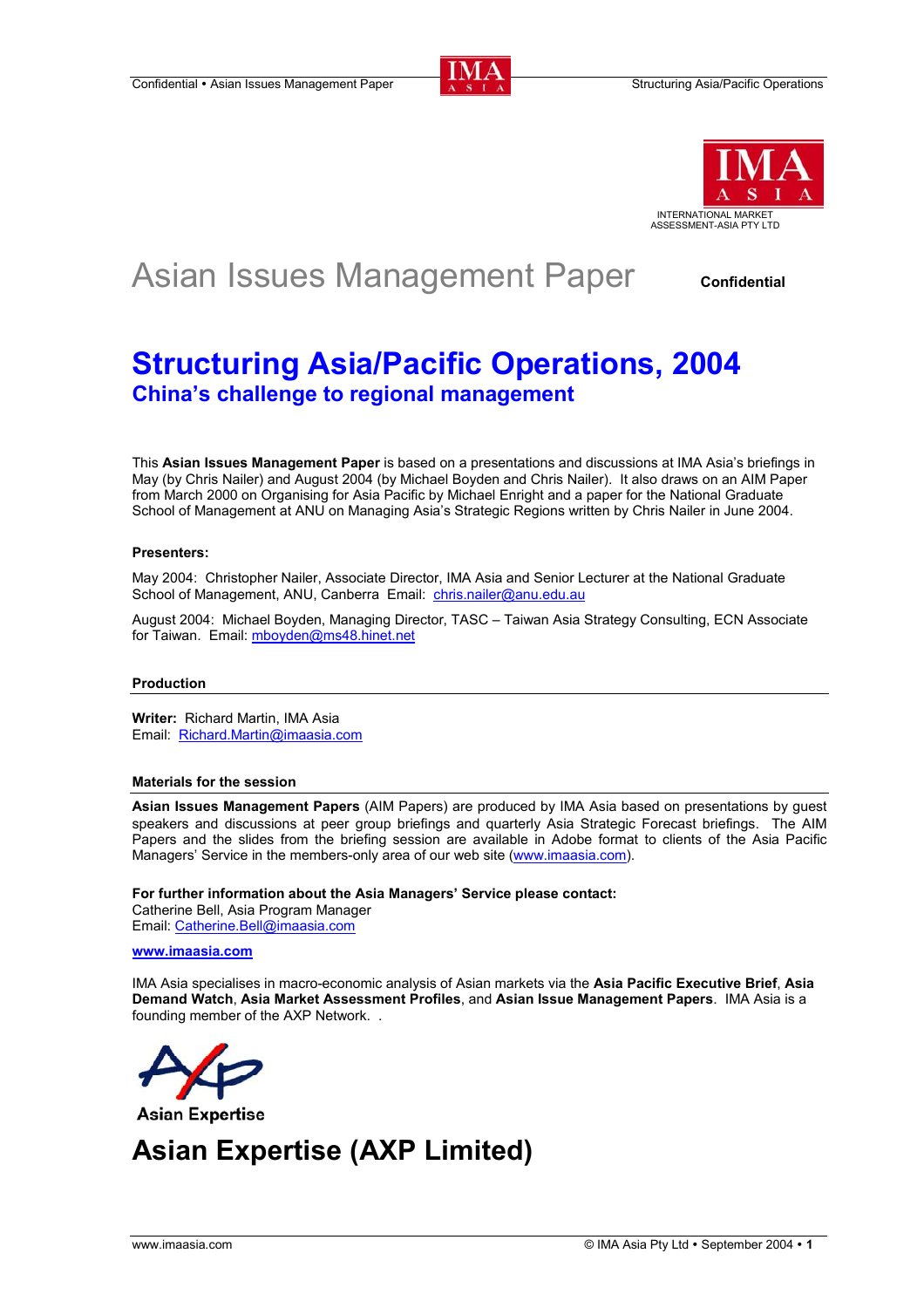INTERNATIONAL MARKET ASSESSMENT-ASIA PTY LTD

# Asian Issues Management Paper

**Confidential**

# Structuring Asia/Pacific Operations, 2004

## China's challenge to regional management

This **Asian Issues Management Paper** is based on a presentations and discussions at IMA Asia's briefings in May (by Chris Nailer) and August 2004 (by Michael Boyden and Chris Nailer). It also draws on an AIM Paper from March 2000 on Organising for Asia Pacific by Michael Enright and a paper for the National Graduate School of Management at ANU on Managing Asia's Strategic Regions written by Chris Nailer in June 2004.

**Presenters:**

May 2004: Christopher Nailer, Associate Director, IMA Asia and Senior Lecturer at the National Graduate School of Management, ANU, Canberra Email: chris.nailer@anu.edu.au

August 2004: Michael Boyden, Managing Director, TASC – Taiwan Asia Strategy Consulting, ECN Associate for Taiwan. Email: mboyden@ms48.hinet.net

**Production**

**Writer:** Richard Martin, IMA Asia
Email: Richard.Martin@imaasia.com

**Materials for the session**

**Asian Issues Management Papers** (AIM Papers) are produced by IMA Asia based on presentations by guest speakers and discussions at peer group briefings and quarterly Asia Strategic Forecast briefings. The AIM Papers and the slides from the briefing session are available in Adobe format to clients of the Asia Pacific Managers' Service in the members-only area of our web site (www.imaasia.com).

**For further information about the Asia Managers' Service please contact:**
Catherine Bell, Asia Program Manager
Email: Catherine.Bell@imaasia.com

**www.imaasia.com**

IMA Asia specialises in macro-economic analysis of Asian markets via the **Asia Pacific Executive Brief**, **Asia Demand Watch**, **Asian Market Assessment Profiles**, and **Asian Issue Management Papers**. IMA Asia is a founding member of the AXP Network. .

Asian Expertise

# Asian Expertise (AXP Limited)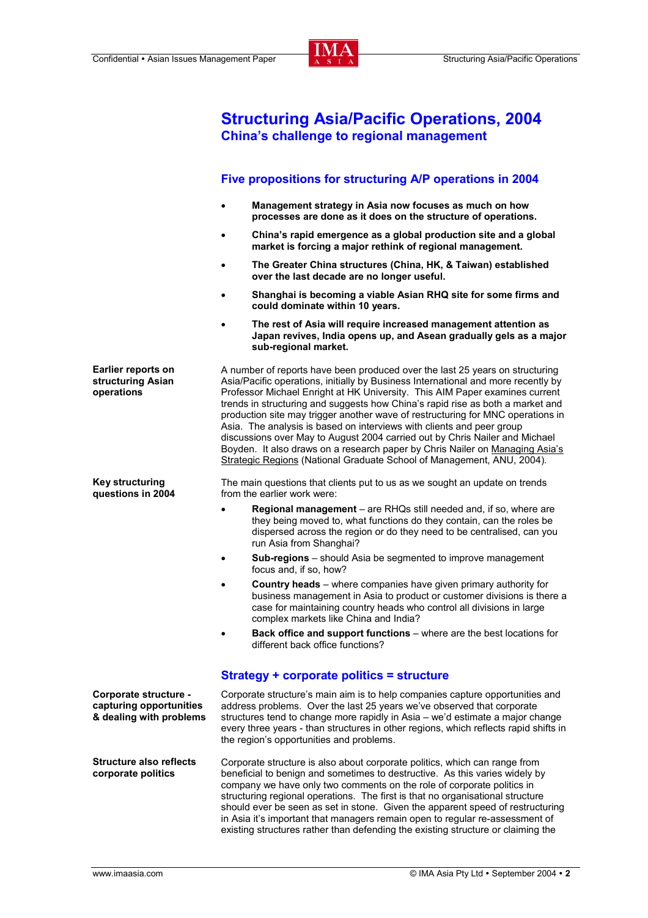# Structuring Asia/Pacific Operations, 2004

## China's challenge to regional management

### Five propositions for structuring A/P operations in 2004

- **Management strategy in Asia now focuses as much on how processes are done as it does on the structure of operations.**
- **China's rapid emergence as a global production site and a global market is forcing a major rethink of regional management.**
- **The Greater China structures (China, HK, & Taiwan) established over the last decade are no longer useful.**
- **Shanghai is becoming a viable Asian RHQ site for some firms and could dominate within 10 years.**
- **The rest of Asia will require increased management attention as Japan revives, India opens up, and Asean gradually gels as a major sub-regional market.**

**Earlier reports on structuring Asian operations**

A number of reports have been produced over the last 25 years on structuring Asia/Pacific operations, initially by Business International and more recently by Professor Michael Enright at HK University. This AIM Paper examines current trends in structuring and suggests how China's rapid rise as both a market and production site may trigger another wave of restructuring for MNC operations in Asia. The analysis is based on interviews with clients and peer group discussions over May to August 2004 carried out by Chris Nailer and Michael Boyden. It also draws on a research paper by Chris Nailer on Managing Asia's Strategic Regions (National Graduate School of Management, ANU, 2004).

**Key structuring questions in 2004**

The main questions that clients put to us as we sought an update on trends from the earlier work were:

- **Regional management** – are RHQs still needed and, if so, where are they being moved to, what functions do they contain, can the roles be dispersed across the region or do they need to be centralised, can you run Asia from Shanghai?
- **Sub-regions** – should Asia be segmented to improve management focus and, if so, how?
- **Country heads** – where companies have given primary authority for business management in Asia to product or customer divisions is there a case for maintaining country heads who control all divisions in large complex markets like China and India?
- **Back office and support functions** – where are the best locations for different back office functions?

### Strategy + corporate politics = structure

**Corporate structure - capturing opportunities & dealing with problems**

Corporate structure's main aim is to help companies capture opportunities and address problems. Over the last 25 years we've observed that corporate structures tend to change more rapidly in Asia – we'd estimate a major change every three years - than structures in other regions, which reflects rapid shifts in the region's opportunities and problems.

**Structure also reflects corporate politics**

Corporate structure is also about corporate politics, which can range from beneficial to benign and sometimes to destructive. As this varies widely by company we have only two comments on the role of corporate politics in structuring regional operations. The first is that no organisational structure should ever be seen as set in stone. Given the apparent speed of restructuring in Asia it's important that managers remain open to regular re-assessment of existing structures rather than defending the existing structure or claiming the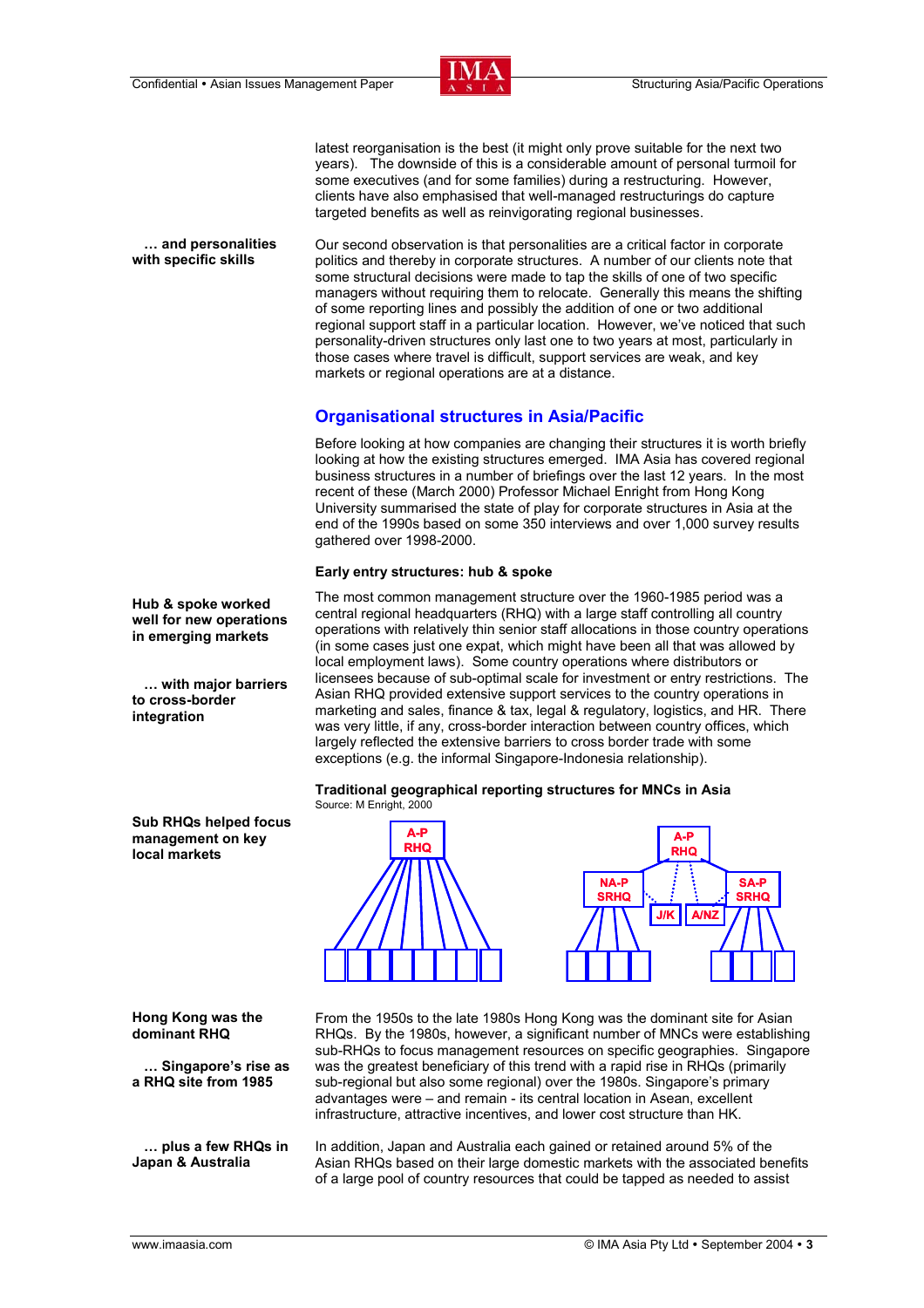latest reorganisation is the best (it might only prove suitable for the next two years). The downside of this is a considerable amount of personal turmoil for some executives (and for some families) during a restructuring. However, clients have also emphasised that well-managed restructurings do capture targeted benefits as well as reinvigorating regional businesses.

**… and personalities with specific skills**

Our second observation is that personalities are a critical factor in corporate politics and thereby in corporate structures. A number of our clients note that some structural decisions were made to tap the skills of one of two specific managers without requiring them to relocate. Generally this means the shifting of some reporting lines and possibly the addition of one or two additional regional support staff in a particular location. However, we've noticed that such personality-driven structures only last one to two years at most, particularly in those cases where travel is difficult, support services are weak, and key markets or regional operations are at a distance.

## Organisational structures in Asia/Pacific

Before looking at how companies are changing their structures it is worth briefly looking at how the existing structures emerged. IMA Asia has covered regional business structures in a number of briefings over the last 12 years. In the most recent of these (March 2000) Professor Michael Enright from Hong Kong University summarised the state of play for corporate structures in Asia at the end of the 1990s based on some 350 interviews and over 1,000 survey results gathered over 1998-2000.

### Early entry structures: hub & spoke

**Hub & spoke worked well for new operations in emerging markets**

**… with major barriers to cross-border integration**

The most common management structure over the 1960-1985 period was a central regional headquarters (RHQ) with a large staff controlling all country operations with relatively thin senior staff allocations in those country operations (in some cases just one expat, which might have been all that was allowed by local employment laws). Some country operations where distributors or licensees because of sub-optimal scale for investment or entry restrictions. The Asian RHQ provided extensive support services to the country operations in marketing and sales, finance & tax, legal & regulatory, logistics, and HR. There was very little, if any, cross-border interaction between country offices, which largely reflected the extensive barriers to cross border trade with some exceptions (e.g. the informal Singapore-Indonesia relationship).

**Traditional geographical reporting structures for MNCs in Asia**
Source: M Enright, 2000

**Sub RHQs helped focus management on key local markets**

**Hong Kong was the dominant RHQ**

**… Singapore's rise as a RHQ site from 1985**

From the 1950s to the late 1980s Hong Kong was the dominant site for Asian RHQs. By the 1980s, however, a significant number of MNCs were establishing sub-RHQs to focus management resources on specific geographies. Singapore was the greatest beneficiary of this trend with a rapid rise in RHQs (primarily sub-regional but also some regional) over the 1980s. Singapore's primary advantages were – and remain - its central location in Asean, excellent infrastructure, attractive incentives, and lower cost structure than HK.

**… plus a few RHQs in Japan & Australia**

In addition, Japan and Australia each gained or retained around 5% of the Asian RHQs based on their large domestic markets with the associated benefits of a large pool of country resources that could be tapped as needed to assist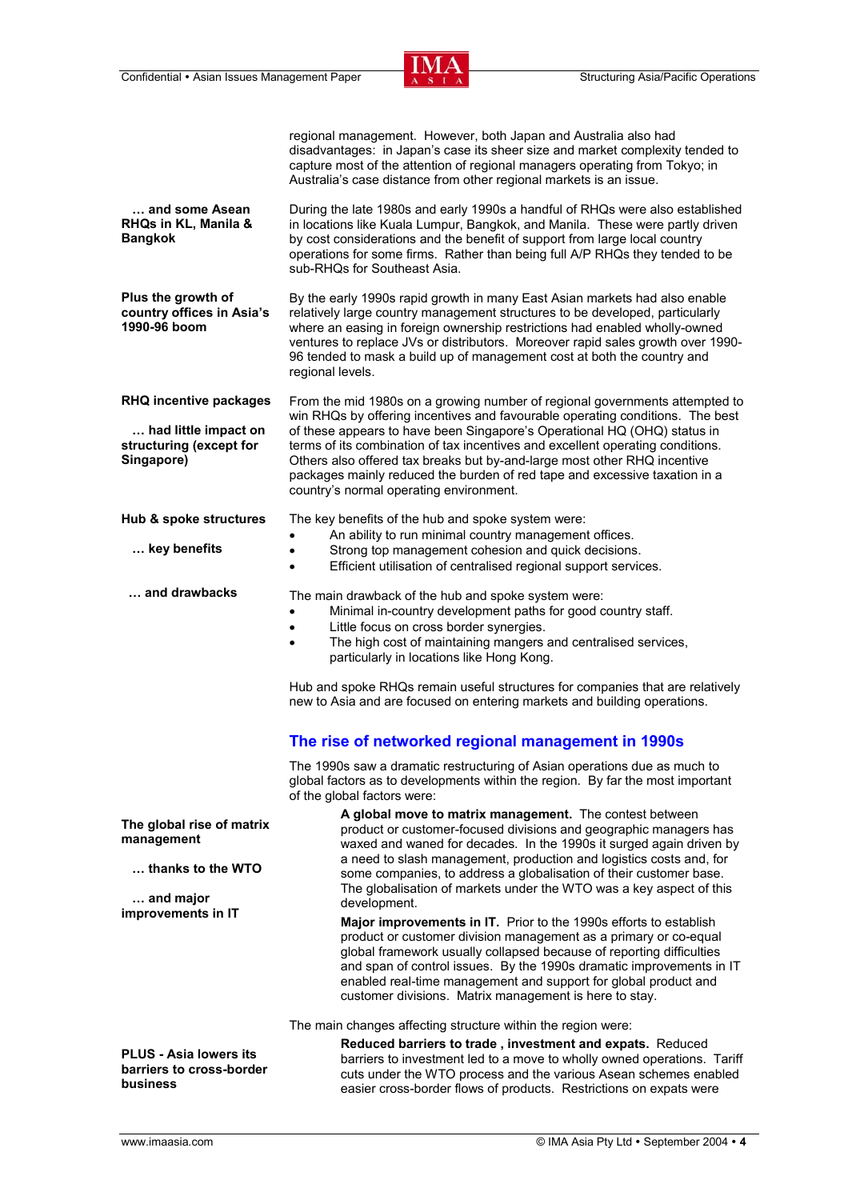regional management. However, both Japan and Australia also had disadvantages: in Japan's case its sheer size and market complexity tended to capture most of the attention of regional managers operating from Tokyo; in Australia's case distance from other regional markets is an issue.

**… and some Asean RHQs in KL, Manila & Bangkok**

During the late 1980s and early 1990s a handful of RHQs were also established in locations like Kuala Lumpur, Bangkok, and Manila. These were partly driven by cost considerations and the benefit of support from large local country operations for some firms. Rather than being full A/P RHQs they tended to be sub-RHQs for Southeast Asia.

**Plus the growth of country offices in Asia's 1990-96 boom**

By the early 1990s rapid growth in many East Asian markets had also enable relatively large country management structures to be developed, particularly where an easing in foreign ownership restrictions had enabled wholly-owned ventures to replace JVs or distributors. Moreover rapid sales growth over 1990-96 tended to mask a build up of management cost at both the country and regional levels.

**RHQ incentive packages**

**… had little impact on structuring (except for Singapore)**

From the mid 1980s on a growing number of regional governments attempted to win RHQs by offering incentives and favourable operating conditions. The best of these appears to have been Singapore's Operational HQ (OHQ) status in terms of its combination of tax incentives and excellent operating conditions. Others also offered tax breaks but by-and-large most other RHQ incentive packages mainly reduced the burden of red tape and excessive taxation in a country's normal operating environment.

**Hub & spoke structures**

**… key benefits**

The key benefits of the hub and spoke system were:

- An ability to run minimal country management offices.
- Strong top management cohesion and quick decisions.
- Efficient utilisation of centralised regional support services.

**… and drawbacks**

The main drawback of the hub and spoke system were:

- Minimal in-country development paths for good country staff.
- Little focus on cross border synergies.
- The high cost of maintaining mangers and centralised services, particularly in locations like Hong Kong.

Hub and spoke RHQs remain useful structures for companies that are relatively new to Asia and are focused on entering markets and building operations.

## The rise of networked regional management in 1990s

The 1990s saw a dramatic restructuring of Asian operations due as much to global factors as to developments within the region. By far the most important of the global factors were:

**The global rise of matrix management**

**… thanks to the WTO**

**… and major improvements in IT**

**A global move to matrix management.** The contest between product or customer-focused divisions and geographic managers has waxed and waned for decades. In the 1990s it surged again driven by a need to slash management, production and logistics costs and, for some companies, to address a globalisation of their customer base. The globalisation of markets under the WTO was a key aspect of this development.

**Major improvements in IT.** Prior to the 1990s efforts to establish product or customer division management as a primary or co-equal global framework usually collapsed because of reporting difficulties and span of control issues. By the 1990s dramatic improvements in IT enabled real-time management and support for global product and customer divisions. Matrix management is here to stay.

The main changes affecting structure within the region were:

**PLUS - Asia lowers its barriers to cross-border business**

**Reduced barriers to trade , investment and expats.** Reduced barriers to investment led to a move to wholly owned operations. Tariff cuts under the WTO process and the various Asean schemes enabled easier cross-border flows of products. Restrictions on expats were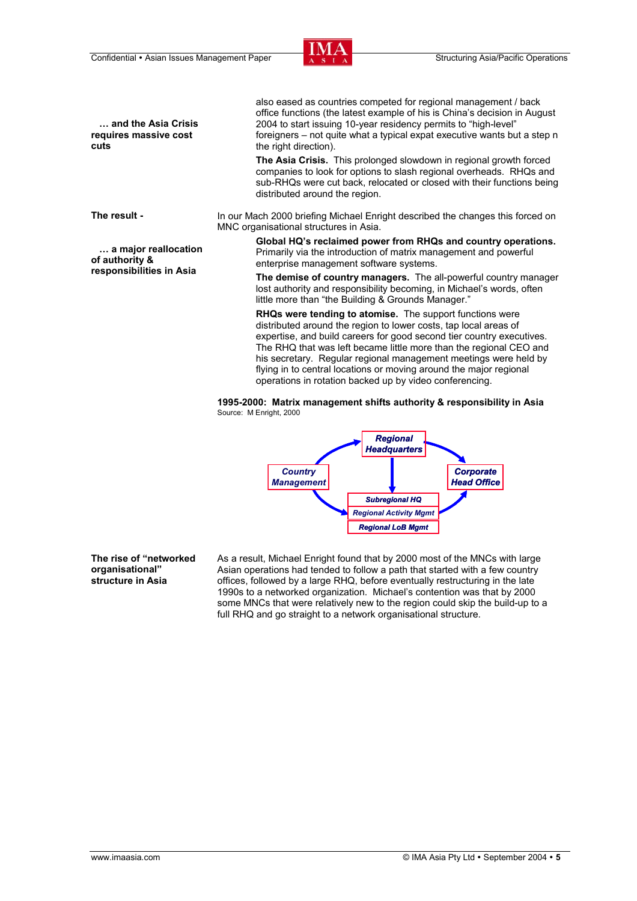**… and the Asia Crisis requires massive cost cuts**

also eased as countries competed for regional management / back office functions (the latest example of his is China's decision in August 2004 to start issuing 10-year residency permits to "high-level" foreigners – not quite what a typical expat executive wants but a step n the right direction).

**The Asia Crisis.** This prolonged slowdown in regional growth forced companies to look for options to slash regional overheads. RHQs and sub-RHQs were cut back, relocated or closed with their functions being distributed around the region.

**The result -**

In our Mach 2000 briefing Michael Enright described the changes this forced on MNC organisational structures in Asia.

**… a major reallocation of authority & responsibilities in Asia**

**Global HQ's reclaimed power from RHQs and country operations.** Primarily via the introduction of matrix management and powerful enterprise management software systems.

**The demise of country managers.** The all-powerful country manager lost authority and responsibility becoming, in Michael's words, often little more than "the Building & Grounds Manager."

**RHQs were tending to atomise.** The support functions were distributed around the region to lower costs, tap local areas of expertise, and build careers for good second tier country executives. The RHQ that was left became little more than the regional CEO and his secretary. Regular regional management meetings were held by flying in to central locations or moving around the major regional operations in rotation backed up by video conferencing.

**1995-2000: Matrix management shifts authority & responsibility in Asia**

Source: M Enright, 2000

Country Management → Regional Headquarters → Corporate Head Office

Regional Headquarters → Subregional HQ / Regional Activity Mgmt / Regional LoB Mgmt

Country Management → Subregional HQ / Regional Activity Mgmt / Regional LoB Mgmt → Corporate Head Office

**The rise of "networked organisational" structure in Asia**

As a result, Michael Enright found that by 2000 most of the MNCs with large Asian operations had tended to follow a path that started with a few country offices, followed by a large RHQ, before eventually restructuring in the late 1990s to a networked organization. Michael's contention was that by 2000 some MNCs that were relatively new to the region could skip the build-up to a full RHQ and go straight to a network organisational structure.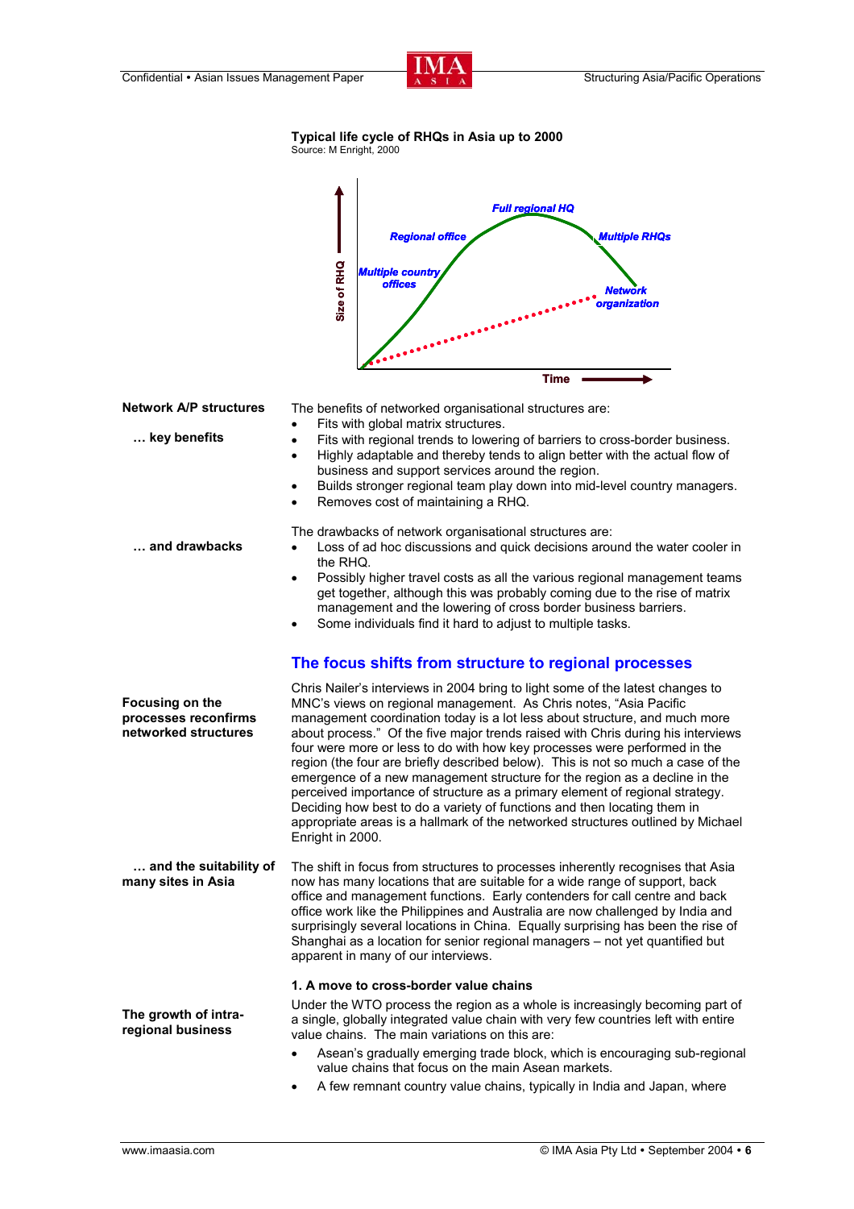**Typical life cycle of RHQs in Asia up to 2000**
Source: M Enright, 2000

**Network A/P structures**

**… key benefits**

The benefits of networked organisational structures are:

- Fits with global matrix structures.
- Fits with regional trends to lowering of barriers to cross-border business.
- Highly adaptable and thereby tends to align better with the actual flow of business and support services around the region.
- Builds stronger regional team play down into mid-level country managers.
- Removes cost of maintaining a RHQ.

**… and drawbacks**

The drawbacks of network organisational structures are:

- Loss of ad hoc discussions and quick decisions around the water cooler in the RHQ.
- Possibly higher travel costs as all the various regional management teams get together, although this was probably coming due to the rise of matrix management and the lowering of cross border business barriers.
- Some individuals find it hard to adjust to multiple tasks.

## The focus shifts from structure to regional processes

**Focusing on the processes reconfirms networked structures**

Chris Nailer's interviews in 2004 bring to light some of the latest changes to MNC's views on regional management. As Chris notes, "Asia Pacific management coordination today is a lot less about structure, and much more about process." Of the five major trends raised with Chris during his interviews four were more or less to do with how key processes were performed in the region (the four are briefly described below). This is not so much a case of the emergence of a new management structure for the region as a decline in the perceived importance of structure as a primary element of regional strategy. Deciding how best to do a variety of functions and then locating them in appropriate areas is a hallmark of the networked structures outlined by Michael Enright in 2000.

**… and the suitability of many sites in Asia**

The shift in focus from structures to processes inherently recognises that Asia now has many locations that are suitable for a wide range of support, back office and management functions. Early contenders for call centre and back office work like the Philippines and Australia are now challenged by India and surprisingly several locations in China. Equally surprising has been the rise of Shanghai as a location for senior regional managers – not yet quantified but apparent in many of our interviews.

### 1. A move to cross-border value chains

**The growth of intra-regional business**

Under the WTO process the region as a whole is increasingly becoming part of a single, globally integrated value chain with very few countries left with entire value chains. The main variations on this are:

- Asean's gradually emerging trade block, which is encouraging sub-regional value chains that focus on the main Asean markets.
- A few remnant country value chains, typically in India and Japan, where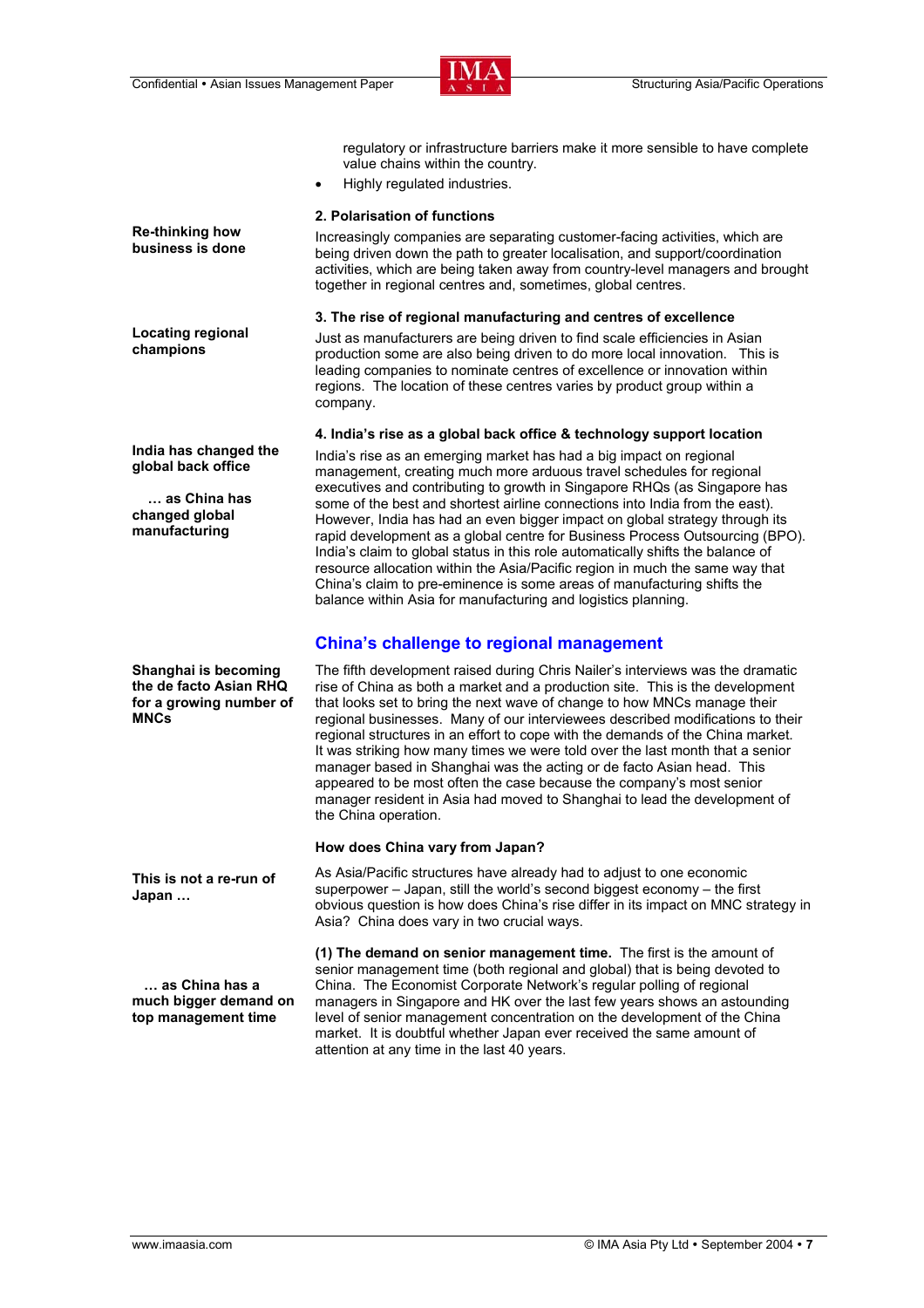regulatory or infrastructure barriers make it more sensible to have complete value chains within the country.

- Highly regulated industries.

**Re-thinking how business is done**

**2. Polarisation of functions**

Increasingly companies are separating customer-facing activities, which are being driven down the path to greater localisation, and support/coordination activities, which are being taken away from country-level managers and brought together in regional centres and, sometimes, global centres.

**Locating regional champions**

**3. The rise of regional manufacturing and centres of excellence**

Just as manufacturers are being driven to find scale efficiencies in Asian production some are also being driven to do more local innovation. This is leading companies to nominate centres of excellence or innovation within regions. The location of these centres varies by product group within a company.

**India has changed the global back office**

**… as China has changed global manufacturing**

**4. India's rise as a global back office & technology support location**

India's rise as an emerging market has had a big impact on regional management, creating much more arduous travel schedules for regional executives and contributing to growth in Singapore RHQs (as Singapore has some of the best and shortest airline connections into India from the east). However, India has had an even bigger impact on global strategy through its rapid development as a global centre for Business Process Outsourcing (BPO). India's claim to global status in this role automatically shifts the balance of resource allocation within the Asia/Pacific region in much the same way that China's claim to pre-eminence is some areas of manufacturing shifts the balance within Asia for manufacturing and logistics planning.

## China's challenge to regional management

**Shanghai is becoming the de facto Asian RHQ for a growing number of MNCs**

The fifth development raised during Chris Nailer's interviews was the dramatic rise of China as both a market and a production site. This is the development that looks set to bring the next wave of change to how MNCs manage their regional businesses. Many of our interviewees described modifications to their regional structures in an effort to cope with the demands of the China market. It was striking how many times we were told over the last month that a senior manager based in Shanghai was the acting or de facto Asian head. This appeared to be most often the case because the company's most senior manager resident in Asia had moved to Shanghai to lead the development of the China operation.

### How does China vary from Japan?

**This is not a re-run of Japan …**

As Asia/Pacific structures have already had to adjust to one economic superpower – Japan, still the world's second biggest economy – the first obvious question is how does China's rise differ in its impact on MNC strategy in Asia? China does vary in two crucial ways.

**… as China has a much bigger demand on top management time**

**(1) The demand on senior management time.** The first is the amount of senior management time (both regional and global) that is being devoted to China. The Economist Corporate Network's regular polling of regional managers in Singapore and HK over the last few years shows an astounding level of senior management concentration on the development of the China market. It is doubtful whether Japan ever received the same amount of attention at any time in the last 40 years.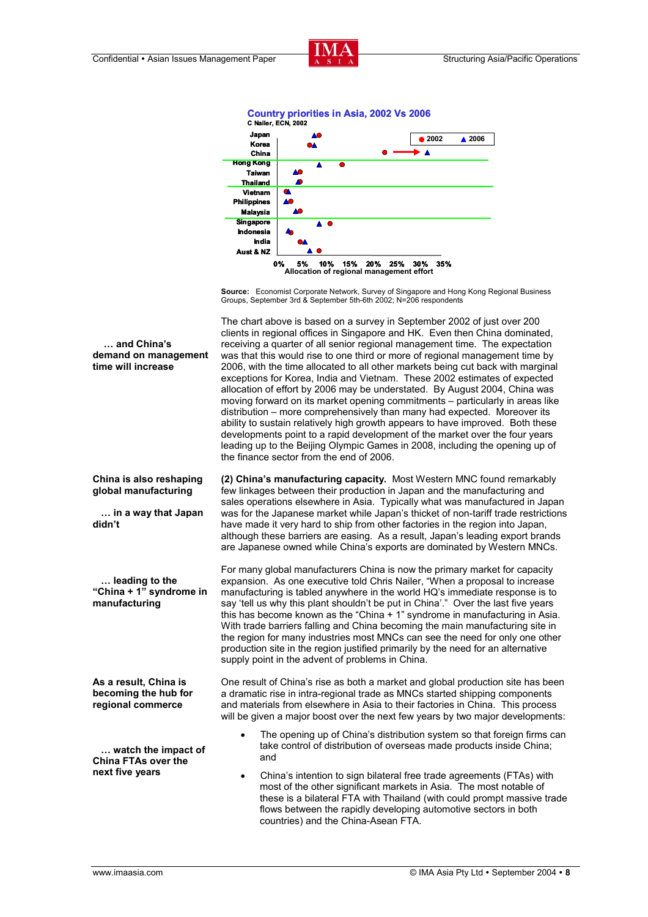**Country priorities in Asia, 2002 Vs 2006**

C Nailer, ECN, 2002

Japan, Korea, China, Hong Kong, Taiwan, Thailand, Vietnam, Philippines, Malaysia, Singapore, Indonesia, India, Aust & NZ

● 2002 ▲ 2006

0% 5% 10% 15% 20% 25% 30% 35%

Allocation of regional management effort

**Source:** Economist Corporate Network, Survey of Singapore and Hong Kong Regional Business Groups, September 3rd & September 5th-6th 2002; N=206 respondents

**… and China's demand on management time will increase**

The chart above is based on a survey in September 2002 of just over 200 clients in regional offices in Singapore and HK. Even then China dominated, receiving a quarter of all senior regional management time. The expectation was that this would rise to one third or more of regional management time by 2006, with the time allocated to all other markets being cut back with marginal exceptions for Korea, India and Vietnam. These 2002 estimates of expected allocation of effort by 2006 may be understated. By August 2004, China was moving forward on its market opening commitments – particularly in areas like distribution – more comprehensively than many had expected. Moreover its ability to sustain relatively high growth appears to have improved. Both these developments point to a rapid development of the market over the four years leading up to the Beijing Olympic Games in 2008, including the opening up of the finance sector from the end of 2006.

**China is also reshaping global manufacturing**

**… in a way that Japan didn't**

**(2) China's manufacturing capacity.** Most Western MNC found remarkably few linkages between their production in Japan and the manufacturing and sales operations elsewhere in Asia. Typically what was manufactured in Japan was for the Japanese market while Japan's thicket of non-tariff trade restrictions have made it very hard to ship from other factories in the region into Japan, although these barriers are easing. As a result, Japan's leading export brands are Japanese owned while China's exports are dominated by Western MNCs.

**… leading to the "China + 1" syndrome in manufacturing**

For many global manufacturers China is now the primary market for capacity expansion. As one executive told Chris Nailer, "When a proposal to increase manufacturing is tabled anywhere in the world HQ's immediate response is to say 'tell us why this plant shouldn't be put in China'." Over the last five years this has become known as the "China + 1" syndrome in manufacturing in Asia. With trade barriers falling and China becoming the main manufacturing site in the region for many industries most MNCs can see the need for only one other production site in the region justified primarily by the need for an alternative supply point in the advent of problems in China.

**As a result, China is becoming the hub for regional commerce**

One result of China's rise as both a market and global production site has been a dramatic rise in intra-regional trade as MNCs started shipping components and materials from elsewhere in Asia to their factories in China. This process will be given a major boost over the next few years by two major developments:

**… watch the impact of China FTAs over the next five years**

- The opening up of China's distribution system so that foreign firms can take control of distribution of overseas made products inside China; and
- China's intention to sign bilateral free trade agreements (FTAs) with most of the other significant markets in Asia. The most notable of these is a bilateral FTA with Thailand (with could prompt massive trade flows between the rapidly developing automotive sectors in both countries) and the China-Asean FTA.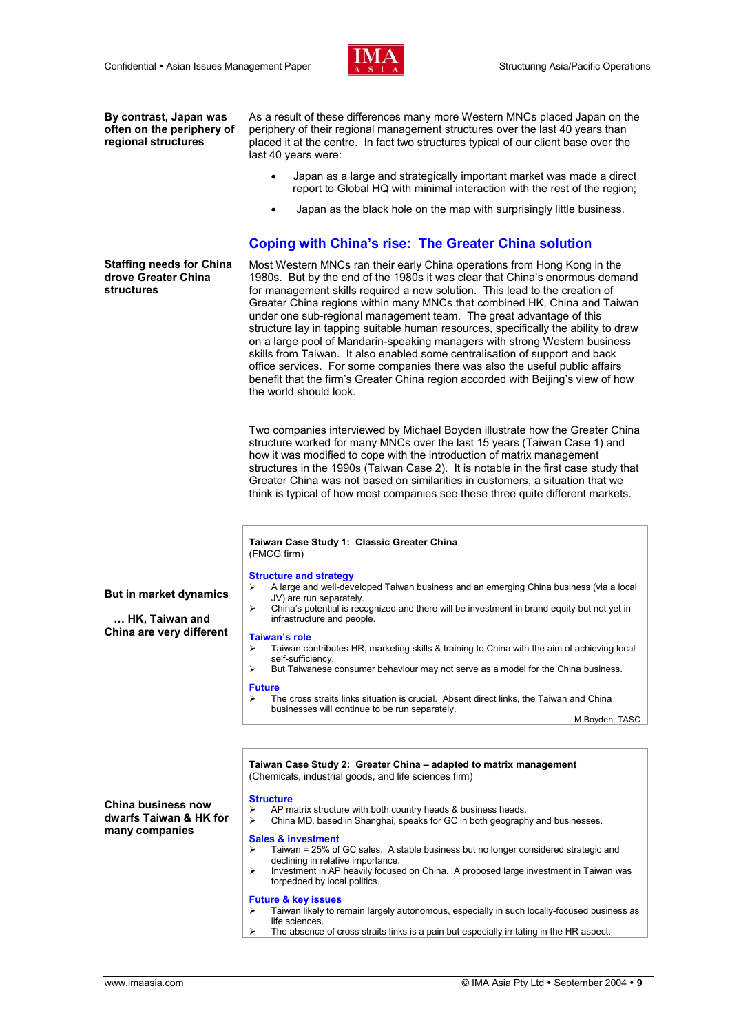**By contrast, Japan was often on the periphery of regional structures**

As a result of these differences many more Western MNCs placed Japan on the periphery of their regional management structures over the last 40 years than placed it at the centre. In fact two structures typical of our client base over the last 40 years were:

- Japan as a large and strategically important market was made a direct report to Global HQ with minimal interaction with the rest of the region;
- Japan as the black hole on the map with surprisingly little business.

## Coping with China's rise: The Greater China solution

**Staffing needs for China drove Greater China structures**

Most Western MNCs ran their early China operations from Hong Kong in the 1980s. But by the end of the 1980s it was clear that China's enormous demand for management skills required a new solution. This lead to the creation of Greater China regions within many MNCs that combined HK, China and Taiwan under one sub-regional management team. The great advantage of this structure lay in tapping suitable human resources, specifically the ability to draw on a large pool of Mandarin-speaking managers with strong Western business skills from Taiwan. It also enabled some centralisation of support and back office services. For some companies there was also the useful public affairs benefit that the firm's Greater China region accorded with Beijing's view of how the world should look.

Two companies interviewed by Michael Boyden illustrate how the Greater China structure worked for many MNCs over the last 15 years (Taiwan Case 1) and how it was modified to cope with the introduction of matrix management structures in the 1990s (Taiwan Case 2). It is notable in the first case study that Greater China was not based on similarities in customers, a situation that we think is typical of how most companies see these three quite different markets.

**But in market dynamics … HK, Taiwan and China are very different**

**Taiwan Case Study 1: Classic Greater China**
(FMCG firm)

**Structure and strategy**

- A large and well-developed Taiwan business and an emerging China business (via a local JV) are run separately.
- China's potential is recognized and there will be investment in brand equity but not yet in infrastructure and people.

**Taiwan's role**

- Taiwan contributes HR, marketing skills & training to China with the aim of achieving local self-sufficiency.
- But Taiwanese consumer behaviour may not serve as a model for the China business.

**Future**

- The cross straits links situation is crucial. Absent direct links, the Taiwan and China businesses will continue to be run separately.

M Boyden, TASC

**China business now dwarfs Taiwan & HK for many companies**

**Taiwan Case Study 2: Greater China – adapted to matrix management**
(Chemicals, industrial goods, and life sciences firm)

**Structure**

- AP matrix structure with both country heads & business heads.
- China MD, based in Shanghai, speaks for GC in both geography and businesses.

**Sales & investment**

- Taiwan = 25% of GC sales. A stable business but no longer considered strategic and declining in relative importance.
- Investment in AP heavily focused on China. A proposed large investment in Taiwan was torpedoed by local politics.

**Future & key issues**

- Taiwan likely to remain largely autonomous, especially in such locally-focused business as life sciences.
- The absence of cross straits links is a pain but especially irritating in the HR aspect.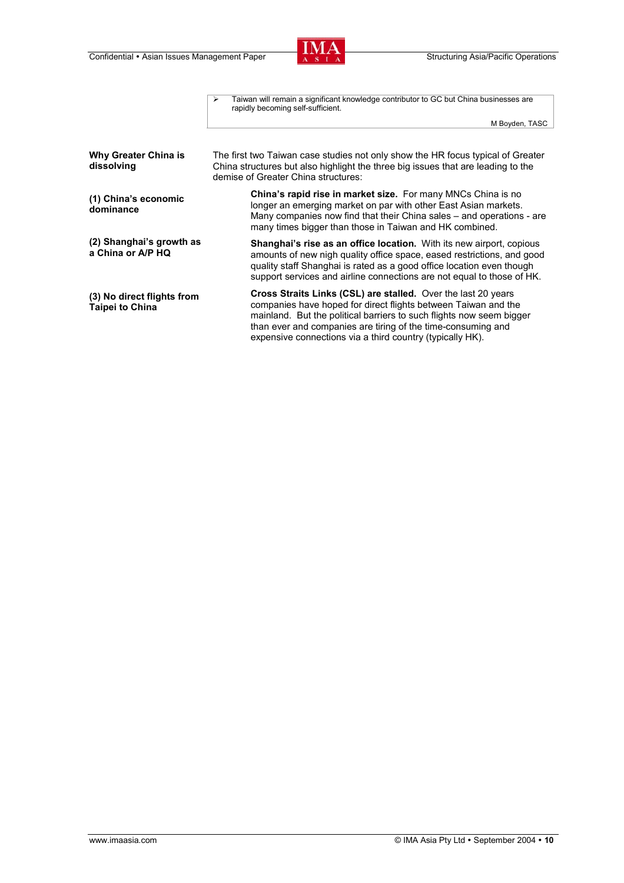> - Taiwan will remain a significant knowledge contributor to GC but China businesses are rapidly becoming self-sufficient.
>
> M Boyden, TASC

**Why Greater China is dissolving**

The first two Taiwan case studies not only show the HR focus typical of Greater China structures but also highlight the three big issues that are leading to the demise of Greater China structures:

**(1) China's economic dominance**

**China's rapid rise in market size.** For many MNCs China is no longer an emerging market on par with other East Asian markets. Many companies now find that their China sales – and operations - are many times bigger than those in Taiwan and HK combined.

**(2) Shanghai's growth as a China or A/P HQ**

**Shanghai's rise as an office location.** With its new airport, copious amounts of new nigh quality office space, eased restrictions, and good quality staff Shanghai is rated as a good office location even though support services and airline connections are not equal to those of HK.

**(3) No direct flights from Taipei to China**

**Cross Straits Links (CSL) are stalled.** Over the last 20 years companies have hoped for direct flights between Taiwan and the mainland. But the political barriers to such flights now seem bigger than ever and companies are tiring of the time-consuming and expensive connections via a third country (typically HK).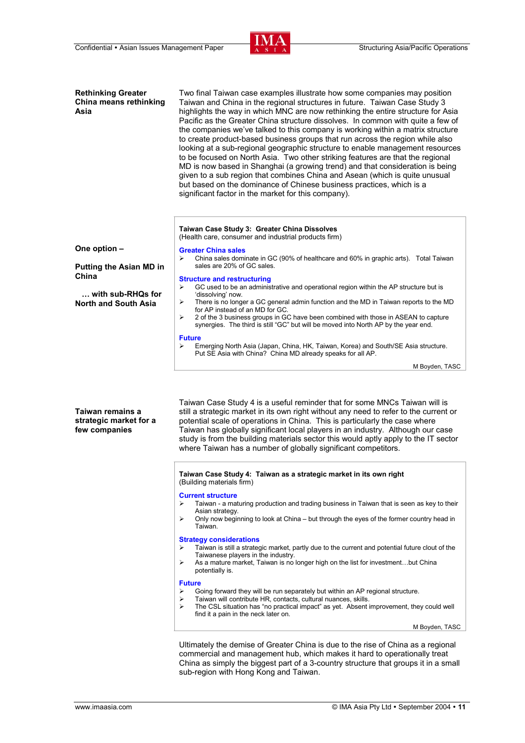**Rethinking Greater China means rethinking Asia**

Two final Taiwan case examples illustrate how some companies may position Taiwan and China in the regional structures in future. Taiwan Case Study 3 highlights the way in which MNC are now rethinking the entire structure for Asia Pacific as the Greater China structure dissolves. In common with quite a few of the companies we've talked to this company is working within a matrix structure to create product-based business groups that run across the region while also looking at a sub-regional geographic structure to enable management resources to be focused on North Asia. Two other striking features are that the regional MD is now based in Shanghai (a growing trend) and that consideration is being given to a sub region that combines China and Asean (which is quite unusual but based on the dominance of Chinese business practices, which is a significant factor in the market for this company).

**One option –**

**Putting the Asian MD in China**

**… with sub-RHQs for North and South Asia**

> **Taiwan Case Study 3: Greater China Dissolves**
> (Health care, consumer and industrial products firm)
>
> **Greater China sales**
> - China sales dominate in GC (90% of healthcare and 60% in graphic arts). Total Taiwan sales are 20% of GC sales.
>
> **Structure and restructuring**
> - GC used to be an administrative and operational region within the AP structure but is 'dissolving' now.
> - There is no longer a GC general admin function and the MD in Taiwan reports to the MD for AP instead of an MD for GC.
> - 2 of the 3 business groups in GC have been combined with those in ASEAN to capture synergies. The third is still "GC" but will be moved into North AP by the year end.
>
> **Future**
> - Emerging North Asia (Japan, China, HK, Taiwan, Korea) and South/SE Asia structure. Put SE Asia with China? China MD already speaks for all AP.
>
> M Boyden, TASC

**Taiwan remains a strategic market for a few companies**

Taiwan Case Study 4 is a useful reminder that for some MNCs Taiwan will is still a strategic market in its own right without any need to refer to the current or potential scale of operations in China. This is particularly the case where Taiwan has globally significant local players in an industry. Although our case study is from the building materials sector this would aptly apply to the IT sector where Taiwan has a number of globally significant competitors.

> **Taiwan Case Study 4: Taiwan as a strategic market in its own right**
> (Building materials firm)
>
> **Current structure**
> - Taiwan - a maturing production and trading business in Taiwan that is seen as key to their Asian strategy.
> - Only now beginning to look at China – but through the eyes of the former country head in Taiwan.
>
> **Strategy considerations**
> - Taiwan is still a strategic market, partly due to the current and potential future clout of the Taiwanese players in the industry.
> - As a mature market, Taiwan is no longer high on the list for investment…but China potentially is.
>
> **Future**
> - Going forward they will be run separately but within an AP regional structure.
> - Taiwan will contribute HR, contacts, cultural nuances, skills.
> - The CSL situation has "no practical impact" as yet. Absent improvement, they could well find it a pain in the neck later on.
>
> M Boyden, TASC

Ultimately the demise of Greater China is due to the rise of China as a regional commercial and management hub, which makes it hard to operationally treat China as simply the biggest part of a 3-country structure that groups it in a small sub-region with Hong Kong and Taiwan.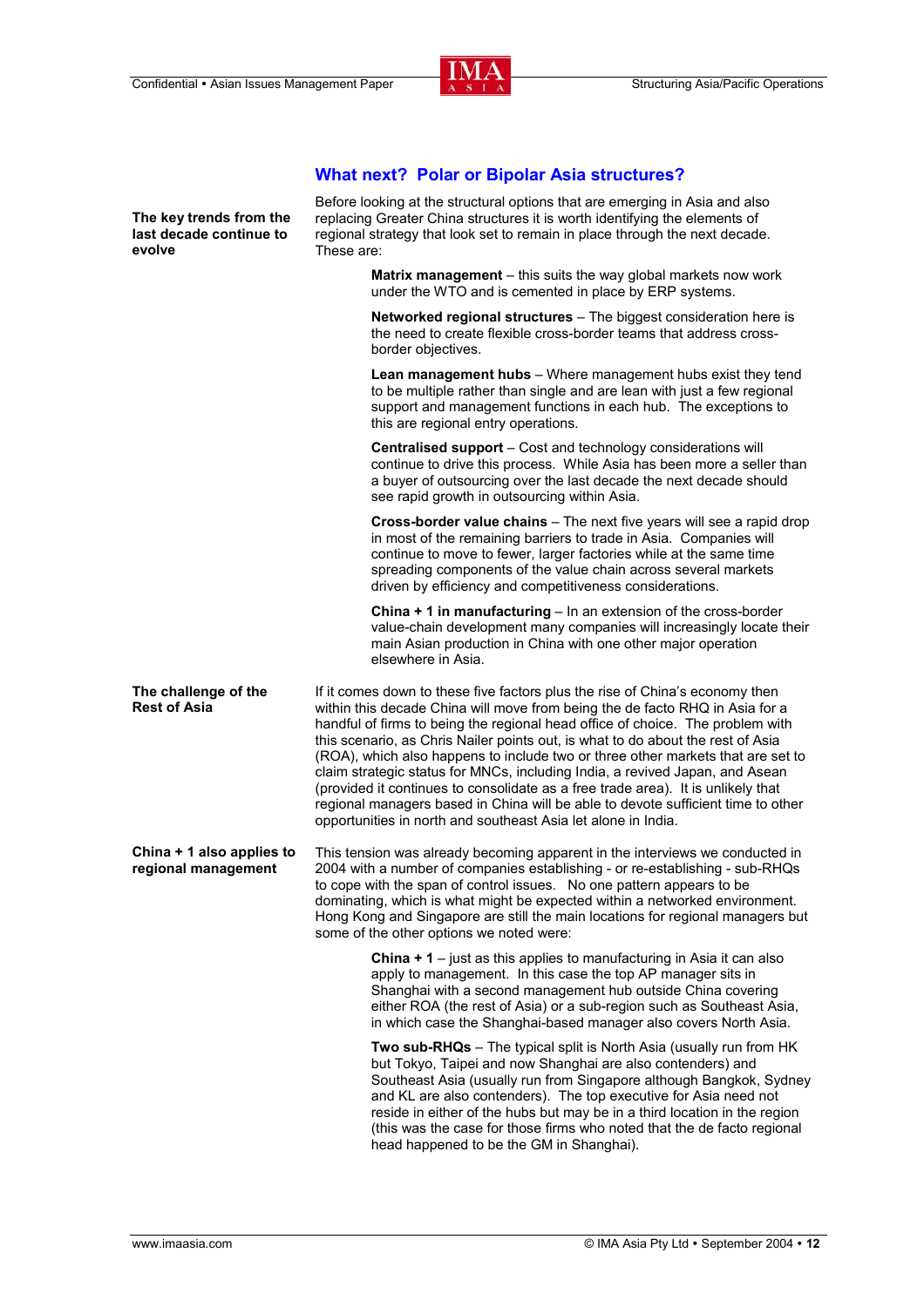## What next? Polar or Bipolar Asia structures?

**The key trends from the last decade continue to evolve**

Before looking at the structural options that are emerging in Asia and also replacing Greater China structures it is worth identifying the elements of regional strategy that look set to remain in place through the next decade. These are:

**Matrix management** – this suits the way global markets now work under the WTO and is cemented in place by ERP systems.

**Networked regional structures** – The biggest consideration here is the need to create flexible cross-border teams that address cross-border objectives.

**Lean management hubs** – Where management hubs exist they tend to be multiple rather than single and are lean with just a few regional support and management functions in each hub. The exceptions to this are regional entry operations.

**Centralised support** – Cost and technology considerations will continue to drive this process. While Asia has been more a seller than a buyer of outsourcing over the last decade the next decade should see rapid growth in outsourcing within Asia.

**Cross-border value chains** – The next five years will see a rapid drop in most of the remaining barriers to trade in Asia. Companies will continue to move to fewer, larger factories while at the same time spreading components of the value chain across several markets driven by efficiency and competitiveness considerations.

**China + 1 in manufacturing** – In an extension of the cross-border value-chain development many companies will increasingly locate their main Asian production in China with one other major operation elsewhere in Asia.

**The challenge of the Rest of Asia**

If it comes down to these five factors plus the rise of China's economy then within this decade China will move from being the de facto RHQ in Asia for a handful of firms to being the regional head office of choice. The problem with this scenario, as Chris Nailer points out, is what to do about the rest of Asia (ROA), which also happens to include two or three other markets that are set to claim strategic status for MNCs, including India, a revived Japan, and Asean (provided it continues to consolidate as a free trade area). It is unlikely that regional managers based in China will be able to devote sufficient time to other opportunities in north and southeast Asia let alone in India.

**China + 1 also applies to regional management**

This tension was already becoming apparent in the interviews we conducted in 2004 with a number of companies establishing - or re-establishing - sub-RHQs to cope with the span of control issues. No one pattern appears to be dominating, which is what might be expected within a networked environment. Hong Kong and Singapore are still the main locations for regional managers but some of the other options we noted were:

**China + 1** – just as this applies to manufacturing in Asia it can also apply to management. In this case the top AP manager sits in Shanghai with a second management hub outside China covering either ROA (the rest of Asia) or a sub-region such as Southeast Asia, in which case the Shanghai-based manager also covers North Asia.

**Two sub-RHQs** – The typical split is North Asia (usually run from HK but Tokyo, Taipei and now Shanghai are also contenders) and Southeast Asia (usually run from Singapore although Bangkok, Sydney and KL are also contenders). The top executive for Asia need not reside in either of the hubs but may be in a third location in the region (this was the case for those firms who noted that the de facto regional head happened to be the GM in Shanghai).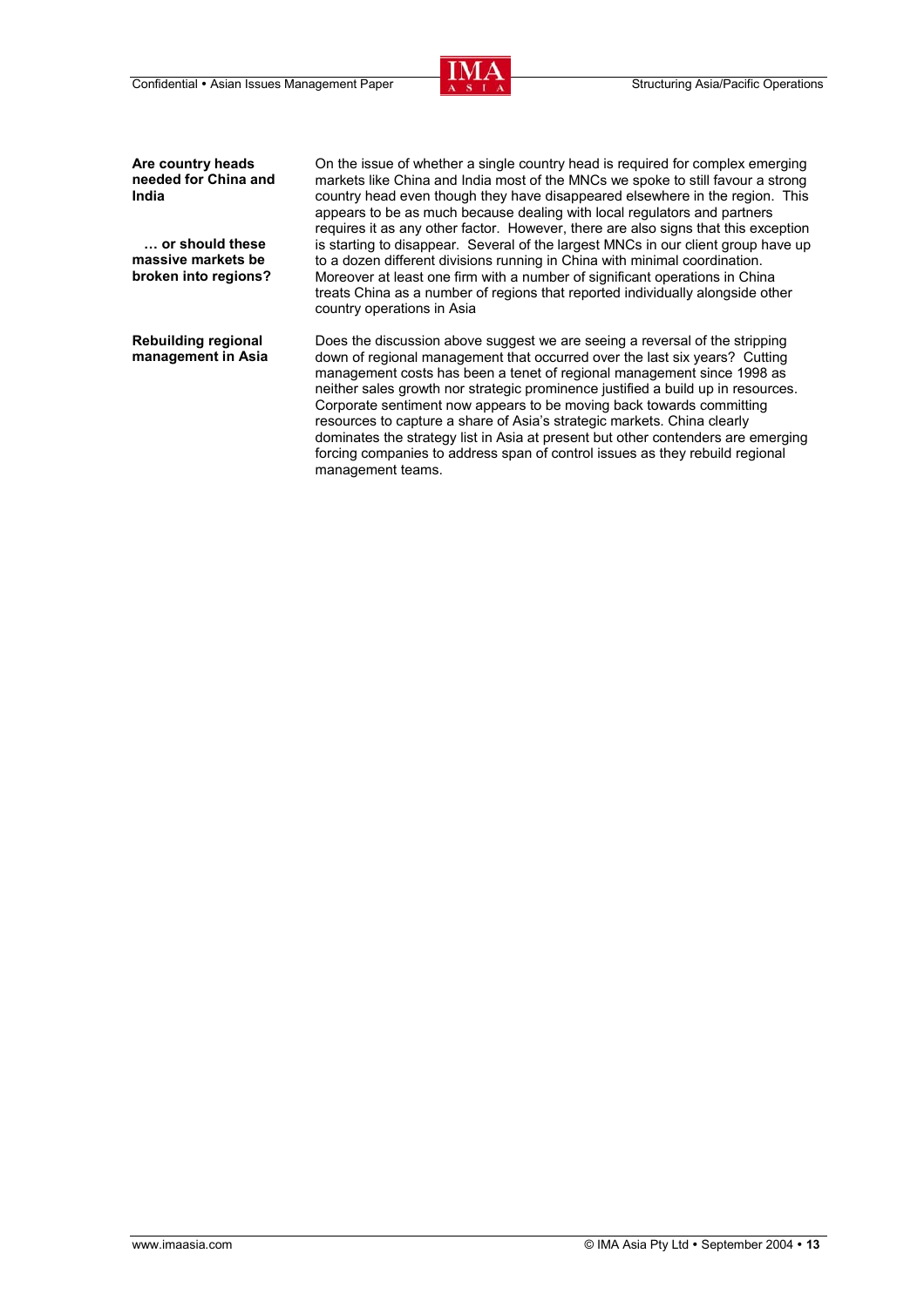**Are country heads needed for China and India**

**… or should these massive markets be broken into regions?**

On the issue of whether a single country head is required for complex emerging markets like China and India most of the MNCs we spoke to still favour a strong country head even though they have disappeared elsewhere in the region. This appears to be as much because dealing with local regulators and partners requires it as any other factor. However, there are also signs that this exception is starting to disappear. Several of the largest MNCs in our client group have up to a dozen different divisions running in China with minimal coordination. Moreover at least one firm with a number of significant operations in China treats China as a number of regions that reported individually alongside other country operations in Asia

**Rebuilding regional management in Asia**

Does the discussion above suggest we are seeing a reversal of the stripping down of regional management that occurred over the last six years? Cutting management costs has been a tenet of regional management since 1998 as neither sales growth nor strategic prominence justified a build up in resources. Corporate sentiment now appears to be moving back towards committing resources to capture a share of Asia's strategic markets. China clearly dominates the strategy list in Asia at present but other contenders are emerging forcing companies to address span of control issues as they rebuild regional management teams.